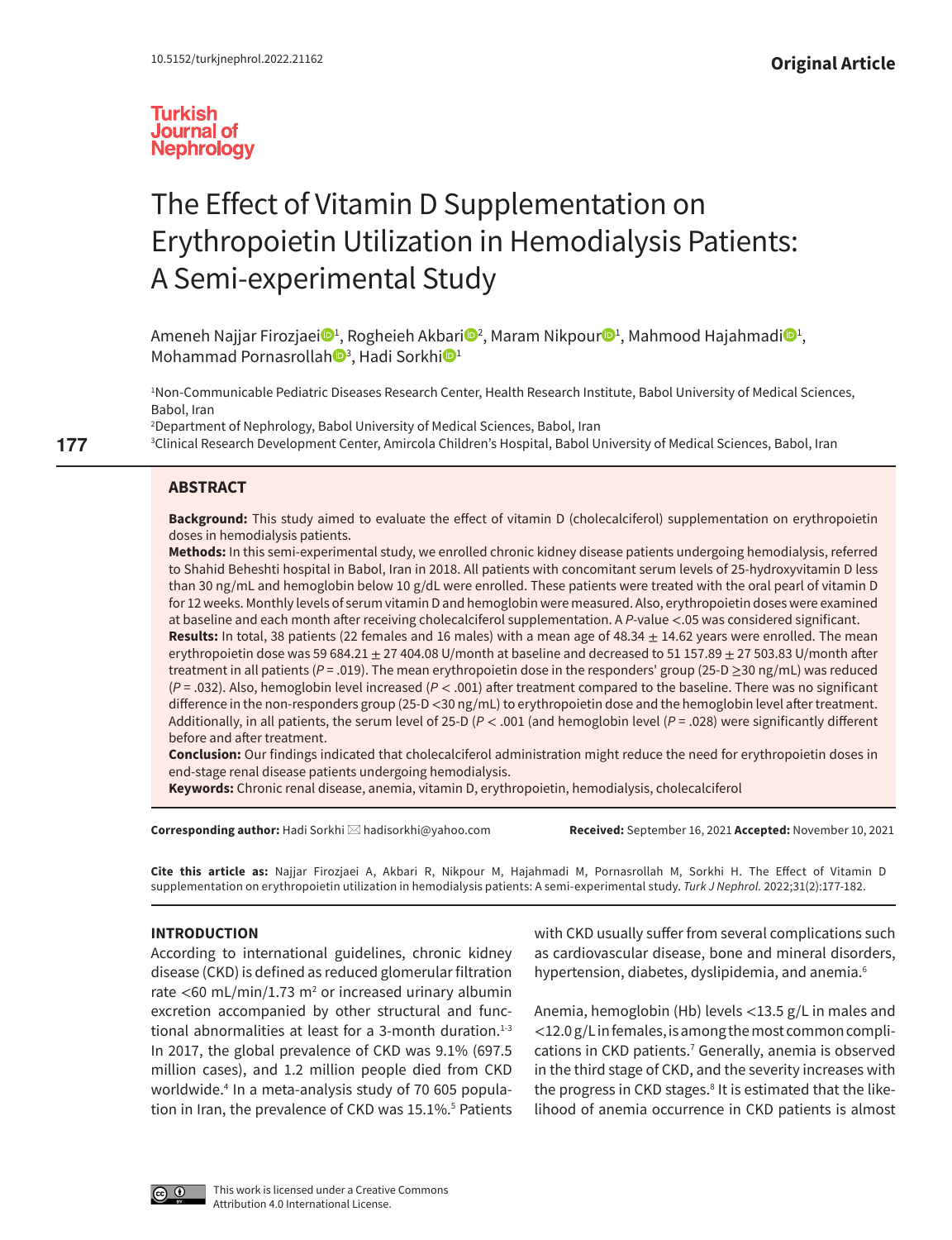10.5152/turkjnephrol.2022.21162

**Original Article**

Turkish Journal of Nephrology

# The Effect of Vitamin D Supplementation on Erythropoietin Utilization in Hemodialysis Patients: A Semi-experimental Study

Ameneh Najjar Firozjaei[1], Rogheieh Akbari[2], Maram Nikpour[1], Mahmood Hajahmadi[1], Mohammad Pornasrollah[3], Hadi Sorkhi[1]

[1]Non-Communicable Pediatric Diseases Research Center, Health Research Institute, Babol University of Medical Sciences, Babol, Iran

[2]Department of Nephrology, Babol University of Medical Sciences, Babol, Iran

[3]Clinical Research Development Center, Amircola Children's Hospital, Babol University of Medical Sciences, Babol, Iran

## ABSTRACT

**Background:** This study aimed to evaluate the effect of vitamin D (cholecalciferol) supplementation on erythropoietin doses in hemodialysis patients.

**Methods:** In this semi-experimental study, we enrolled chronic kidney disease patients undergoing hemodialysis, referred to Shahid Beheshti hospital in Babol, Iran in 2018. All patients with concomitant serum levels of 25-hydroxyvitamin D less than 30 ng/mL and hemoglobin below 10 g/dL were enrolled. These patients were treated with the oral pearl of vitamin D for 12 weeks. Monthly levels of serum vitamin D and hemoglobin were measured. Also, erythropoietin doses were examined at baseline and each month after receiving cholecalciferol supplementation. A *P*-value <.05 was considered significant.

**Results:** In total, 38 patients (22 females and 16 males) with a mean age of 48.34 ± 14.62 years were enrolled. The mean erythropoietin dose was 59 684.21 ± 27 404.08 U/month at baseline and decreased to 51 157.89 ± 27 503.83 U/month after treatment in all patients (*P* = .019). The mean erythropoietin dose in the responders' group (25-D ≥30 ng/mL) was reduced (*P* = .032). Also, hemoglobin level increased (*P* < .001) after treatment compared to the baseline. There was no significant difference in the non-responders group (25-D <30 ng/mL) to erythropoietin dose and the hemoglobin level after treatment. Additionally, in all patients, the serum level of 25-D (*P* < .001 (and hemoglobin level (*P* = .028) were significantly different before and after treatment.

**Conclusion:** Our findings indicated that cholecalciferol administration might reduce the need for erythropoietin doses in end-stage renal disease patients undergoing hemodialysis.

**Keywords:** Chronic renal disease, anemia, vitamin D, erythropoietin, hemodialysis, cholecalciferol

**Corresponding author:** Hadi Sorkhi ✉ hadisorkhi@yahoo.com

**Received:** September 16, 2021 **Accepted:** November 10, 2021

**Cite this article as:** Najjar Firozjaei A, Akbari R, Nikpour M, Hajahmadi M, Pornasrollah M, Sorkhi H. The Effect of Vitamin D supplementation on erythropoietin utilization in hemodialysis patients: A semi-experimental study. *Turk J Nephrol.* 2022;31(2):177-182.

## INTRODUCTION

According to international guidelines, chronic kidney disease (CKD) is defined as reduced glomerular filtration rate <60 mL/min/1.73 m$^2$ or increased urinary albumin excretion accompanied by other structural and functional abnormalities at least for a 3-month duration.[1-3] In 2017, the global prevalence of CKD was 9.1% (697.5 million cases), and 1.2 million people died from CKD worldwide.[4] In a meta-analysis study of 70 605 population in Iran, the prevalence of CKD was 15.1%.[5] Patients with CKD usually suffer from several complications such as cardiovascular disease, bone and mineral disorders, hypertension, diabetes, dyslipidemia, and anemia.[6]

Anemia, hemoglobin (Hb) levels <13.5 g/L in males and <12.0 g/L in females, is among the most common complications in CKD patients.[7] Generally, anemia is observed in the third stage of CKD, and the severity increases with the progress in CKD stages.[8] It is estimated that the likelihood of anemia occurrence in CKD patients is almost

This work is licensed under a Creative Commons Attribution 4.0 International License.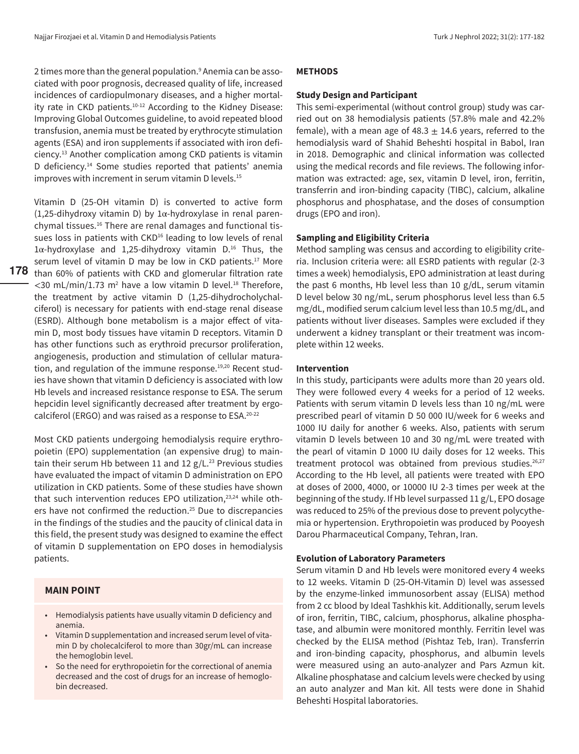2 times more than the general population.[9] Anemia can be associated with poor prognosis, decreased quality of life, increased incidences of cardiopulmonary diseases, and a higher mortality rate in CKD patients.[10-12] According to the Kidney Disease: Improving Global Outcomes guideline, to avoid repeated blood transfusion, anemia must be treated by erythrocyte stimulation agents (ESA) and iron supplements if associated with iron deficiency.[13] Another complication among CKD patients is vitamin D deficiency.[14] Some studies reported that patients' anemia improves with increment in serum vitamin D levels.[15]

Vitamin D (25-OH vitamin D) is converted to active form (1,25-dihydroxy vitamin D) by 1α-hydroxylase in renal parenchymal tissues.[16] There are renal damages and functional tissues loss in patients with CKD[16] leading to low levels of renal 1α-hydroxylase and 1,25-dihydroxy vitamin D.[16] Thus, the serum level of vitamin D may be low in CKD patients.[17] More than 60% of patients with CKD and glomerular filtration rate <30 mL/min/1.73 $m^2$ have a low vitamin D level.[18] Therefore, the treatment by active vitamin D (1,25-dihydrocholychalciferol) is necessary for patients with end-stage renal disease (ESRD). Although bone metabolism is a major effect of vitamin D, most body tissues have vitamin D receptors. Vitamin D has other functions such as erythroid precursor proliferation, angiogenesis, production and stimulation of cellular maturation, and regulation of the immune response.[19,20] Recent studies have shown that vitamin D deficiency is associated with low Hb levels and increased resistance response to ESA. The serum hepcidin level significantly decreased after treatment by ergocalciferol (ERGO) and was raised as a response to ESA.[20-22]

Most CKD patients undergoing hemodialysis require erythropoietin (EPO) supplementation (an expensive drug) to maintain their serum Hb between 11 and 12 g/L.[23] Previous studies have evaluated the impact of vitamin D administration on EPO utilization in CKD patients. Some of these studies have shown that such intervention reduces EPO utilization,[23,24] while others have not confirmed the reduction.[25] Due to discrepancies in the findings of the studies and the paucity of clinical data in this field, the present study was designed to examine the effect of vitamin D supplementation on EPO doses in hemodialysis patients.

## MAIN POINT

- Hemodialysis patients have usually vitamin D deficiency and anemia.
- Vitamin D supplementation and increased serum level of vitamin D by cholecalciferol to more than 30gr/mL can increase the hemoglobin level.
- So the need for erythropoietin for the correctional of anemia decreased and the cost of drugs for an increase of hemoglobin decreased.

## METHODS

### Study Design and Participant

This semi-experimental (without control group) study was carried out on 38 hemodialysis patients (57.8% male and 42.2% female), with a mean age of 48.3 ± 14.6 years, referred to the hemodialysis ward of Shahid Beheshti hospital in Babol, Iran in 2018. Demographic and clinical information was collected using the medical records and file reviews. The following information was extracted: age, sex, vitamin D level, iron, ferritin, transferrin and iron-binding capacity (TIBC), calcium, alkaline phosphorus and phosphatase, and the doses of consumption drugs (EPO and iron).

### Sampling and Eligibility Criteria

Method sampling was census and according to eligibility criteria. Inclusion criteria were: all ESRD patients with regular (2-3 times a week) hemodialysis, EPO administration at least during the past 6 months, Hb level less than 10 g/dL, serum vitamin D level below 30 ng/mL, serum phosphorus level less than 6.5 mg/dL, modified serum calcium level less than 10.5 mg/dL, and patients without liver diseases. Samples were excluded if they underwent a kidney transplant or their treatment was incomplete within 12 weeks.

### Intervention

In this study, participants were adults more than 20 years old. They were followed every 4 weeks for a period of 12 weeks. Patients with serum vitamin D levels less than 10 ng/mL were prescribed pearl of vitamin D 50 000 IU/week for 6 weeks and 1000 IU daily for another 6 weeks. Also, patients with serum vitamin D levels between 10 and 30 ng/mL were treated with the pearl of vitamin D 1000 IU daily doses for 12 weeks. This treatment protocol was obtained from previous studies.[26,27] According to the Hb level, all patients were treated with EPO at doses of 2000, 4000, or 10000 IU 2-3 times per week at the beginning of the study. If Hb level surpassed 11 g/L, EPO dosage was reduced to 25% of the previous dose to prevent polycythemia or hypertension. Erythropoietin was produced by Pooyesh Darou Pharmaceutical Company, Tehran, Iran.

### Evolution of Laboratory Parameters

Serum vitamin D and Hb levels were monitored every 4 weeks to 12 weeks. Vitamin D (25-OH-Vitamin D) level was assessed by the enzyme-linked immunosorbent assay (ELISA) method from 2 cc blood by Ideal Tashkhis kit. Additionally, serum levels of iron, ferritin, TIBC, calcium, phosphorus, alkaline phosphatase, and albumin were monitored monthly. Ferritin level was checked by the ELISA method (Pishtaz Teb, Iran). Transferrin and iron-binding capacity, phosphorus, and albumin levels were measured using an auto-analyzer and Pars Azmun kit. Alkaline phosphatase and calcium levels were checked by using an auto analyzer and Man kit. All tests were done in Shahid Beheshti Hospital laboratories.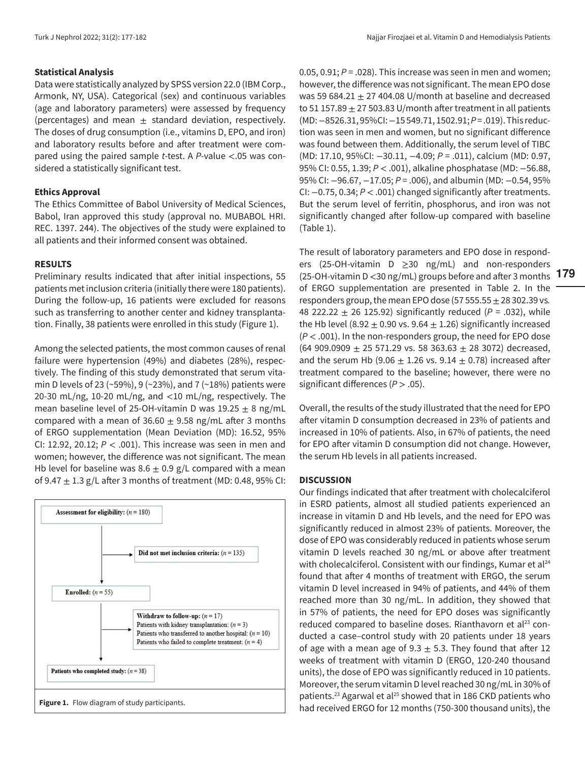### Statistical Analysis

Data were statistically analyzed by SPSS version 22.0 (IBM Corp., Armonk, NY, USA). Categorical (sex) and continuous variables (age and laboratory parameters) were assessed by frequency (percentages) and mean ± standard deviation, respectively. The doses of drug consumption (i.e., vitamins D, EPO, and iron) and laboratory results before and after treatment were compared using the paired sample *t*-test. A *P*-value <.05 was considered a statistically significant test.

### Ethics Approval

The Ethics Committee of Babol University of Medical Sciences, Babol, Iran approved this study (approval no. MUBABOL HRI. REC. 1397. 244). The objectives of the study were explained to all patients and their informed consent was obtained.

## RESULTS

Preliminary results indicated that after initial inspections, 55 patients met inclusion criteria (initially there were 180 patients). During the follow-up, 16 patients were excluded for reasons such as transferring to another center and kidney transplantation. Finally, 38 patients were enrolled in this study (Figure 1).

Among the selected patients, the most common causes of renal failure were hypertension (49%) and diabetes (28%), respectively. The finding of this study demonstrated that serum vitamin D levels of 23 (~59%), 9 (~23%), and 7 (~18%) patients were 20-30 mL/ng, 10-20 mL/ng, and <10 mL/ng, respectively. The mean baseline level of 25-OH-vitamin D was 19.25 ± 8 ng/mL compared with a mean of 36.60 ± 9.58 ng/mL after 3 months of ERGO supplementation (Mean Deviation (MD): 16.52, 95% CI: 12.92, 20.12; *P* < .001). This increase was seen in men and women; however, the difference was not significant. The mean Hb level for baseline was 8.6 ± 0.9 g/L compared with a mean of 9.47 ± 1.3 g/L after 3 months of treatment (MD: 0.48, 95% CI: 0.05, 0.91; *P* = .028). This increase was seen in men and women; however, the difference was not significant. The mean EPO dose was 59 684.21 ± 27 404.08 U/month at baseline and decreased to 51 157.89 ± 27 503.83 U/month after treatment in all patients (MD: −8526.31, 95%CI: −15 549.71, 1502.91; *P* = .019). This reduction was seen in men and women, but no significant difference was found between them. Additionally, the serum level of TIBC (MD: 17.10, 95%CI: −30.11, −4.09; *P* = .011), calcium (MD: 0.97, 95% CI: 0.55, 1.39; *P* < .001), alkaline phosphatase (MD: −56.88, 95% CI: −96.67, −17.05; *P* = .006), and albumin (MD: −0.54, 95% CI: −0.75, 0.34; *P* < .001) changed significantly after treatments. But the serum level of ferritin, phosphorus, and iron was not significantly changed after follow-up compared with baseline (Table 1).

Assessment for eligibility: (*n* = 180)

Did not met inclusion criteria: (*n* = 135)

Enrolled: (*n* = 55)

Withdraw to follow-up: (*n* = 17)
Patients with kidney transplantation: (*n* = 3)
Patients who transferred to another hospital: (*n* = 10)
Patients who failed to complete treatment: (*n* = 4)

Patients who completed study: (*n* = 38)

**Figure 1.** Flow diagram of study participants.

The result of laboratory parameters and EPO dose in responders (25-OH-vitamin D ≥30 ng/mL) and non-responders (25-OH-vitamin D <30 ng/mL) groups before and after 3 months of ERGO supplementation are presented in Table 2. In the responders group, the mean EPO dose (57 555.55 ± 28 302.39 vs. 48 222.22 ± 26 125.92) significantly reduced (*P* = .032), while the Hb level (8.92 ± 0.90 vs. 9.64 ± 1.26) significantly increased (*P* < .001). In the non-responders group, the need for EPO dose (64 909.0909 ± 25 571.29 vs. 58 363.63 ± 28 3072) decreased, and the serum Hb (9.06 ± 1.26 vs. 9.14 ± 0.78) increased after treatment compared to the baseline; however, there were no significant differences (*P* > .05).

Overall, the results of the study illustrated that the need for EPO after vitamin D consumption decreased in 23% of patients and increased in 10% of patients. Also, in 67% of patients, the need for EPO after vitamin D consumption did not change. However, the serum Hb levels in all patients increased.

## DISCUSSION

Our findings indicated that after treatment with cholecalciferol in ESRD patients, almost all studied patients experienced an increase in vitamin D and Hb levels, and the need for EPO was significantly reduced in almost 23% of patients. Moreover, the dose of EPO was considerably reduced in patients whose serum vitamin D levels reached 30 ng/mL or above after treatment with cholecalciferol. Consistent with our findings, Kumar et al[24] found that after 4 months of treatment with ERGO, the serum vitamin D level increased in 94% of patients, and 44% of them reached more than 30 ng/mL. In addition, they showed that in 57% of patients, the need for EPO doses was significantly reduced compared to baseline doses. Rianthavorn et al[23] conducted a case–control study with 20 patients under 18 years of age with a mean age of 9.3 ± 5.3. They found that after 12 weeks of treatment with vitamin D (ERGO, 120-240 thousand units), the dose of EPO was significantly reduced in 10 patients. Moreover, the serum vitamin D level reached 30 ng/mL in 30% of patients.[23] Agarwal et al[25] showed that in 186 CKD patients who had received ERGO for 12 months (750-300 thousand units), the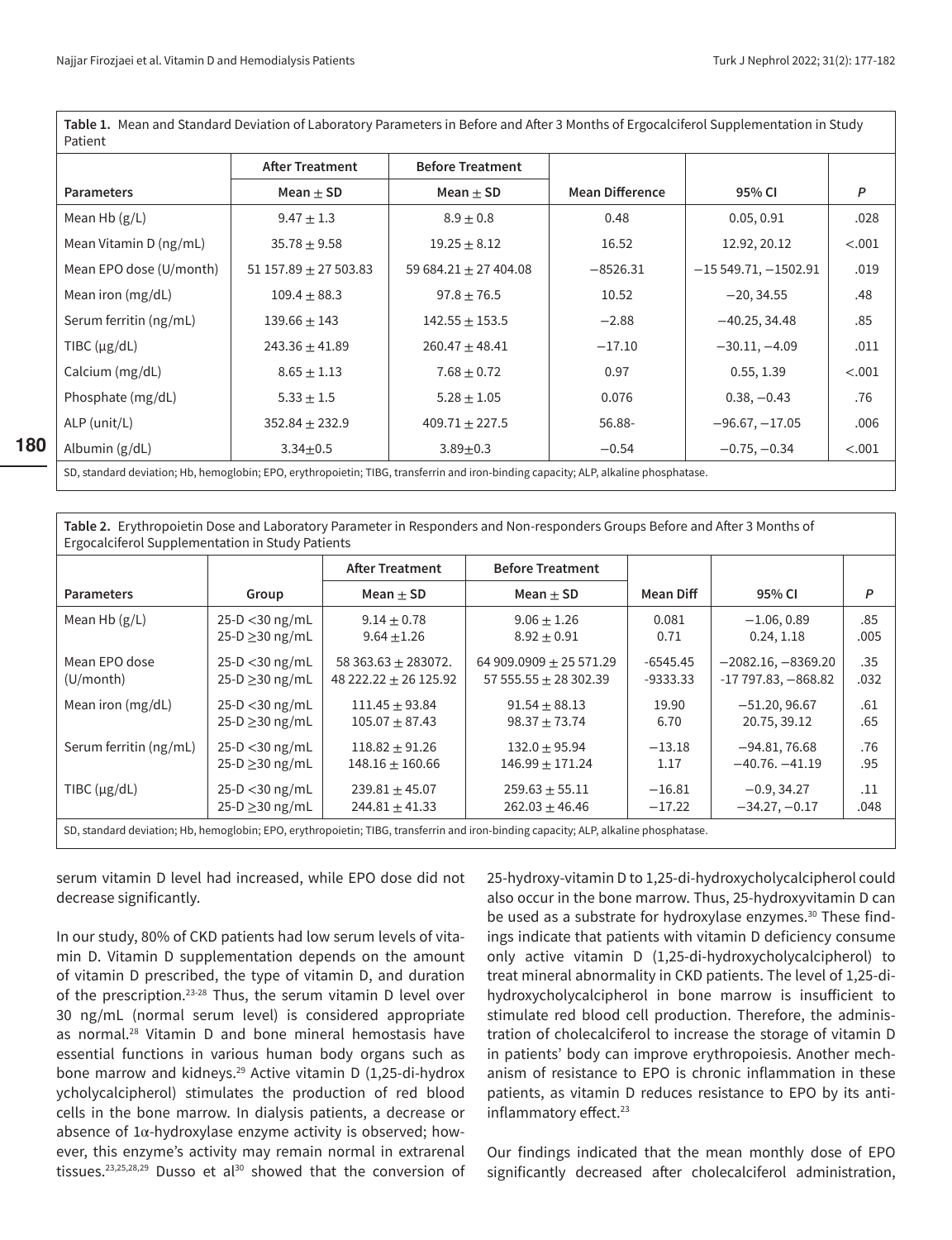**Table 1.** Mean and Standard Deviation of Laboratory Parameters in Before and After 3 Months of Ergocalciferol Supplementation in Study Patient

| Parameters | After Treatment Mean ± SD | Before Treatment Mean ± SD | Mean Difference | 95% CI | P |
|---|---|---|---|---|---|
| Mean Hb (g/L) | 9.47 ± 1.3 | 8.9 ± 0.8 | 0.48 | 0.05, 0.91 | .028 |
| Mean Vitamin D (ng/mL) | 35.78 ± 9.58 | 19.25 ± 8.12 | 16.52 | 12.92, 20.12 | <.001 |
| Mean EPO dose (U/month) | 51 157.89 ± 27 503.83 | 59 684.21 ± 27 404.08 | −8526.31 | −15 549.71, −1502.91 | .019 |
| Mean iron (mg/dL) | 109.4 ± 88.3 | 97.8 ± 76.5 | 10.52 | −20, 34.55 | .48 |
| Serum ferritin (ng/mL) | 139.66 ± 143 | 142.55 ± 153.5 | −2.88 | −40.25, 34.48 | .85 |
| TIBC (µg/dL) | 243.36 ± 41.89 | 260.47 ± 48.41 | −17.10 | −30.11, −4.09 | .011 |
| Calcium (mg/dL) | 8.65 ± 1.13 | 7.68 ± 0.72 | 0.97 | 0.55, 1.39 | <.001 |
| Phosphate (mg/dL) | 5.33 ± 1.5 | 5.28 ± 1.05 | 0.076 | 0.38, −0.43 | .76 |
| ALP (unit/L) | 352.84 ± 232.9 | 409.71 ± 227.5 | 56.88- | −96.67, −17.05 | .006 |
| Albumin (g/dL) | 3.34±0.5 | 3.89±0.3 | −0.54 | −0.75, −0.34 | <.001 |

SD, standard deviation; Hb, hemoglobin; EPO, erythropoietin; TIBG, transferrin and iron-binding capacity; ALP, alkaline phosphatase.

**Table 2.** Erythropoietin Dose and Laboratory Parameter in Responders and Non-responders Groups Before and After 3 Months of Ergocalciferol Supplementation in Study Patients

| Parameters | Group | After Treatment Mean ± SD | Before Treatment Mean ± SD | Mean Diff | 95% CI | P |
|---|---|---|---|---|---|---|
| Mean Hb (g/L) | 25-D <30 ng/mL | 9.14 ± 0.78 | 9.06 ± 1.26 | 0.081 | −1.06, 0.89 | .85 |
| | 25-D ≥30 ng/mL | 9.64 ±1.26 | 8.92 ± 0.91 | 0.71 | 0.24, 1.18 | .005 |
| Mean EPO dose (U/month) | 25-D <30 ng/mL | 58 363.63 ± 283072. | 64 909.0909 ± 25 571.29 | -6545.45 | −2082.16, −8369.20 | .35 |
| | 25-D ≥30 ng/mL | 48 222.22 ± 26 125.92 | 57 555.55 ± 28 302.39 | -9333.33 | -17 797.83, −868.82 | .032 |
| Mean iron (mg/dL) | 25-D <30 ng/mL | 111.45 ± 93.84 | 91.54 ± 88.13 | 19.90 | −51.20, 96.67 | .61 |
| | 25-D ≥30 ng/mL | 105.07 ± 87.43 | 98.37 ± 73.74 | 6.70 | 20.75, 39.12 | .65 |
| Serum ferritin (ng/mL) | 25-D <30 ng/mL | 118.82 ± 91.26 | 132.0 ± 95.94 | −13.18 | −94.81, 76.68 | .76 |
| | 25-D ≥30 ng/mL | 148.16 ± 160.66 | 146.99 ± 171.24 | 1.17 | −40.76. −41.19 | .95 |
| TIBC (µg/dL) | 25-D <30 ng/mL | 239.81 ± 45.07 | 259.63 ± 55.11 | −16.81 | −0.9, 34.27 | .11 |
| | 25-D ≥30 ng/mL | 244.81 ± 41.33 | 262.03 ± 46.46 | −17.22 | −34.27, −0.17 | .048 |

SD, standard deviation; Hb, hemoglobin; EPO, erythropoietin; TIBG, transferrin and iron-binding capacity; ALP, alkaline phosphatase.

serum vitamin D level had increased, while EPO dose did not decrease significantly.

In our study, 80% of CKD patients had low serum levels of vitamin D. Vitamin D supplementation depends on the amount of vitamin D prescribed, the type of vitamin D, and duration of the prescription.[23-28] Thus, the serum vitamin D level over 30 ng/mL (normal serum level) is considered appropriate as normal.[28] Vitamin D and bone mineral hemostasis have essential functions in various human body organs such as bone marrow and kidneys.[29] Active vitamin D (1,25-di-hydroxycholycalcipherol) stimulates the production of red blood cells in the bone marrow. In dialysis patients, a decrease or absence of 1α-hydroxylase enzyme activity is observed; however, this enzyme's activity may remain normal in extrarenal tissues.[23,25,28,29] Dusso et al[30] showed that the conversion of 25-hydroxy-vitamin D to 1,25-di-hydroxycholycalcipherol could also occur in the bone marrow. Thus, 25-hydroxyvitamin D can be used as a substrate for hydroxylase enzymes.[30] These findings indicate that patients with vitamin D deficiency consume only active vitamin D (1,25-di-hydroxycholycalcipherol) to treat mineral abnormality in CKD patients. The level of 1,25-di-hydroxycholycalcipherol in bone marrow is insufficient to stimulate red blood cell production. Therefore, the administration of cholecalciferol to increase the storage of vitamin D in patients' body can improve erythropoiesis. Another mechanism of resistance to EPO is chronic inflammation in these patients, as vitamin D reduces resistance to EPO by its anti-inflammatory effect.[23]

Our findings indicated that the mean monthly dose of EPO significantly decreased after cholecalciferol administration,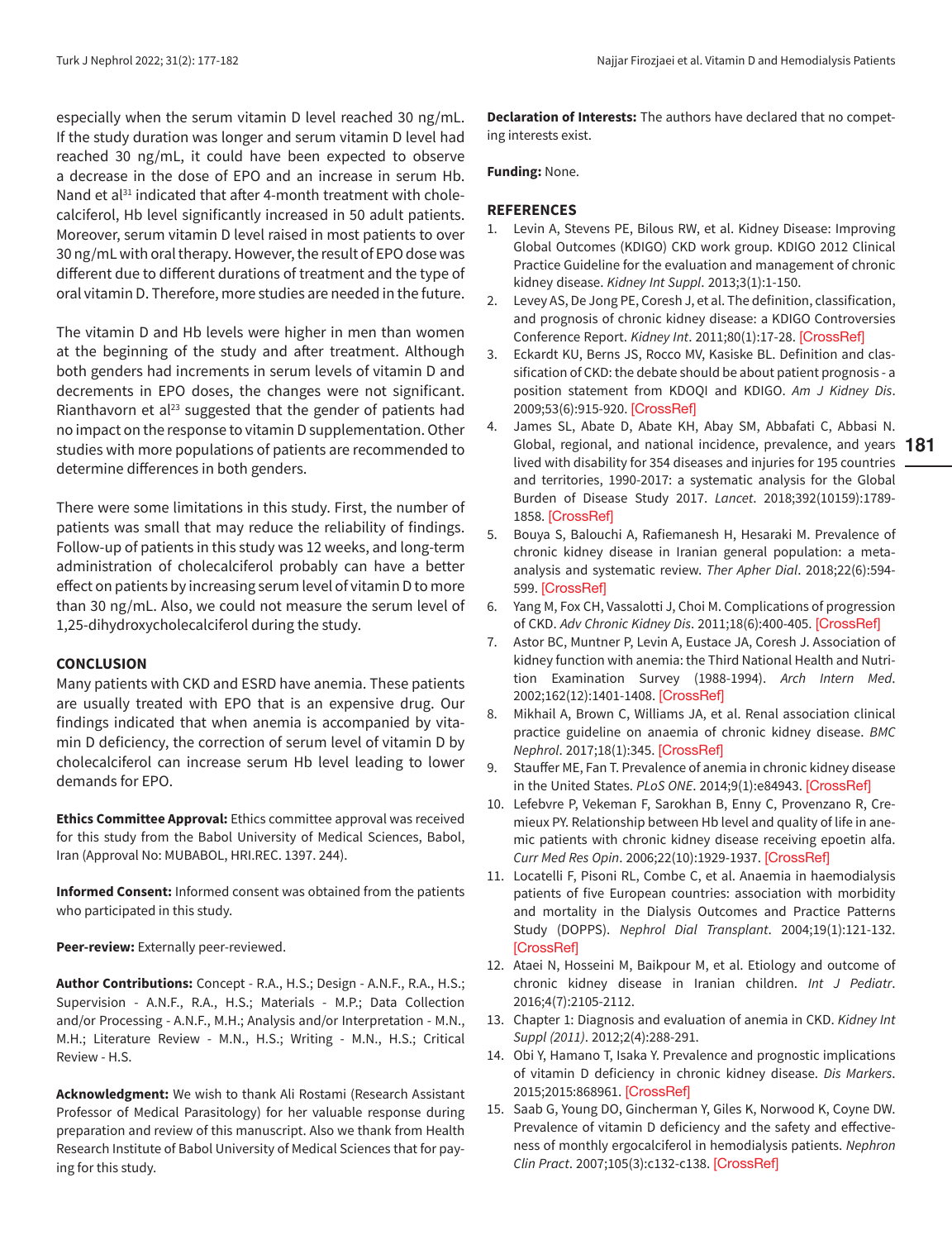especially when the serum vitamin D level reached 30 ng/mL. If the study duration was longer and serum vitamin D level had reached 30 ng/mL, it could have been expected to observe a decrease in the dose of EPO and an increase in serum Hb. Nand et al[31] indicated that after 4-month treatment with cholecalciferol, Hb level significantly increased in 50 adult patients. Moreover, serum vitamin D level raised in most patients to over 30 ng/mL with oral therapy. However, the result of EPO dose was different due to different durations of treatment and the type of oral vitamin D. Therefore, more studies are needed in the future.

The vitamin D and Hb levels were higher in men than women at the beginning of the study and after treatment. Although both genders had increments in serum levels of vitamin D and decrements in EPO doses, the changes were not significant. Rianthavorn et al[23] suggested that the gender of patients had no impact on the response to vitamin D supplementation. Other studies with more populations of patients are recommended to determine differences in both genders.

There were some limitations in this study. First, the number of patients was small that may reduce the reliability of findings. Follow-up of patients in this study was 12 weeks, and long-term administration of cholecalciferol probably can have a better effect on patients by increasing serum level of vitamin D to more than 30 ng/mL. Also, we could not measure the serum level of 1,25-dihydroxycholecalciferol during the study.

## CONCLUSION

Many patients with CKD and ESRD have anemia. These patients are usually treated with EPO that is an expensive drug. Our findings indicated that when anemia is accompanied by vitamin D deficiency, the correction of serum level of vitamin D by cholecalciferol can increase serum Hb level leading to lower demands for EPO.

**Ethics Committee Approval:** Ethics committee approval was received for this study from the Babol University of Medical Sciences, Babol, Iran (Approval No: MUBABOL, HRI.REC. 1397. 244).

**Informed Consent:** Informed consent was obtained from the patients who participated in this study.

**Peer-review:** Externally peer-reviewed.

**Author Contributions:** Concept - R.A., H.S.; Design - A.N.F., R.A., H.S.; Supervision - A.N.F., R.A., H.S.; Materials - M.P.; Data Collection and/or Processing - A.N.F., M.H.; Analysis and/or Interpretation - M.N., M.H.; Literature Review - M.N., H.S.; Writing - M.N., H.S.; Critical Review - H.S.

**Acknowledgment:** We wish to thank Ali Rostami (Research Assistant Professor of Medical Parasitology) for her valuable response during preparation and review of this manuscript. Also we thank from Health Research Institute of Babol University of Medical Sciences that for paying for this study.

**Declaration of Interests:** The authors have declared that no competing interests exist.

**Funding:** None.

## REFERENCES

1. Levin A, Stevens PE, Bilous RW, et al. Kidney Disease: Improving Global Outcomes (KDIGO) CKD work group. KDIGO 2012 Clinical Practice Guideline for the evaluation and management of chronic kidney disease. *Kidney Int Suppl*. 2013;3(1):1-150.
2. Levey AS, De Jong PE, Coresh J, et al. The definition, classification, and prognosis of chronic kidney disease: a KDIGO Controversies Conference Report. *Kidney Int*. 2011;80(1):17-28. [CrossRef]
3. Eckardt KU, Berns JS, Rocco MV, Kasiske BL. Definition and classification of CKD: the debate should be about patient prognosis - a position statement from KDOQI and KDIGO. *Am J Kidney Dis*. 2009;53(6):915-920. [CrossRef]
4. James SL, Abate D, Abate KH, Abay SM, Abbafati C, Abbasi N. Global, regional, and national incidence, prevalence, and years lived with disability for 354 diseases and injuries for 195 countries and territories, 1990-2017: a systematic analysis for the Global Burden of Disease Study 2017. *Lancet*. 2018;392(10159):1789-1858. [CrossRef]
5. Bouya S, Balouchi A, Rafiemanesh H, Hesaraki M. Prevalence of chronic kidney disease in Iranian general population: a meta-analysis and systematic review. *Ther Apher Dial*. 2018;22(6):594-599. [CrossRef]
6. Yang M, Fox CH, Vassalotti J, Choi M. Complications of progression of CKD. *Adv Chronic Kidney Dis*. 2011;18(6):400-405. [CrossRef]
7. Astor BC, Muntner P, Levin A, Eustace JA, Coresh J. Association of kidney function with anemia: the Third National Health and Nutrition Examination Survey (1988-1994). *Arch Intern Med*. 2002;162(12):1401-1408. [CrossRef]
8. Mikhail A, Brown C, Williams JA, et al. Renal association clinical practice guideline on anaemia of chronic kidney disease. *BMC Nephrol*. 2017;18(1):345. [CrossRef]
9. Stauffer ME, Fan T. Prevalence of anemia in chronic kidney disease in the United States. *PLoS ONE*. 2014;9(1):e84943. [CrossRef]
10. Lefebvre P, Vekeman F, Sarokhan B, Enny C, Provenzano R, Cremieux PY. Relationship between Hb level and quality of life in anemic patients with chronic kidney disease receiving epoetin alfa. *Curr Med Res Opin*. 2006;22(10):1929-1937. [CrossRef]
11. Locatelli F, Pisoni RL, Combe C, et al. Anaemia in haemodialysis patients of five European countries: association with morbidity and mortality in the Dialysis Outcomes and Practice Patterns Study (DOPPS). *Nephrol Dial Transplant*. 2004;19(1):121-132. [CrossRef]
12. Ataei N, Hosseini M, Baikpour M, et al. Etiology and outcome of chronic kidney disease in Iranian children. *Int J Pediatr*. 2016;4(7):2105-2112.
13. Chapter 1: Diagnosis and evaluation of anemia in CKD. *Kidney Int Suppl (2011)*. 2012;2(4):288-291.
14. Obi Y, Hamano T, Isaka Y. Prevalence and prognostic implications of vitamin D deficiency in chronic kidney disease. *Dis Markers*. 2015;2015:868961. [CrossRef]
15. Saab G, Young DO, Gincherman Y, Giles K, Norwood K, Coyne DW. Prevalence of vitamin D deficiency and the safety and effectiveness of monthly ergocalciferol in hemodialysis patients. *Nephron Clin Pract*. 2007;105(3):c132-c138. [CrossRef]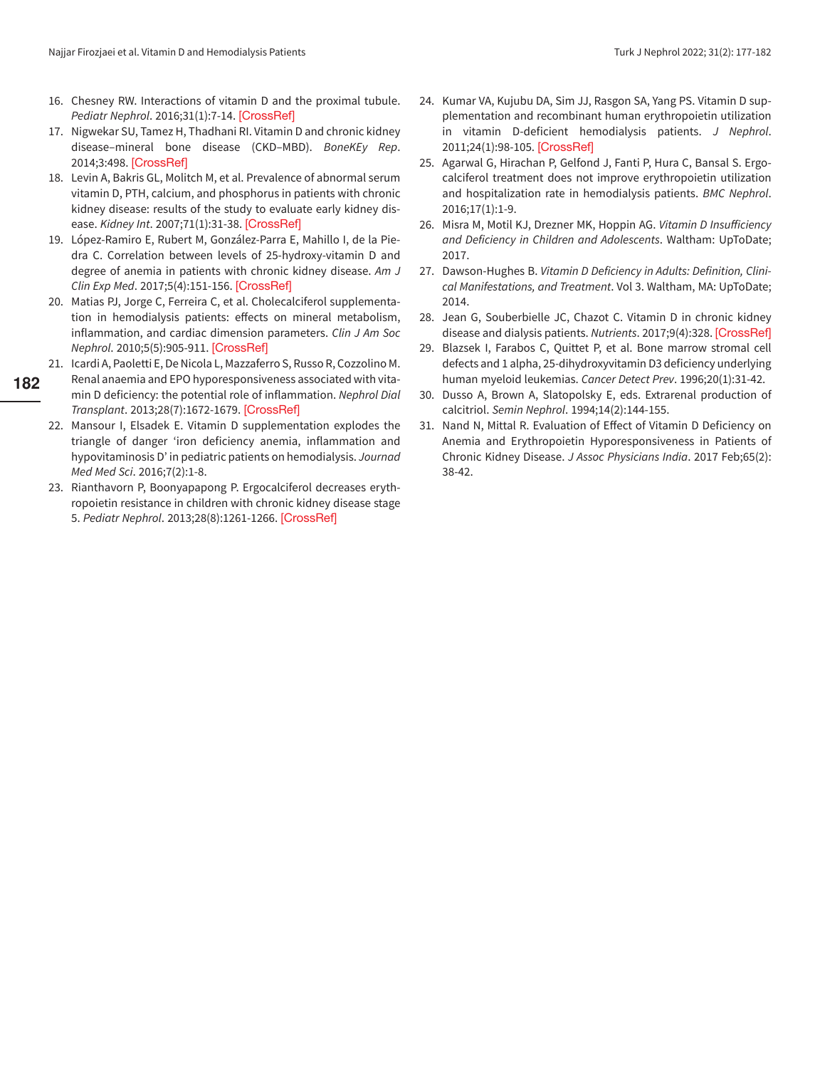16. Chesney RW. Interactions of vitamin D and the proximal tubule. *Pediatr Nephrol*. 2016;31(1):7-14. [CrossRef]
17. Nigwekar SU, Tamez H, Thadhani RI. Vitamin D and chronic kidney disease–mineral bone disease (CKD–MBD). *BoneKEy Rep*. 2014;3:498. [CrossRef]
18. Levin A, Bakris GL, Molitch M, et al. Prevalence of abnormal serum vitamin D, PTH, calcium, and phosphorus in patients with chronic kidney disease: results of the study to evaluate early kidney disease. *Kidney Int*. 2007;71(1):31-38. [CrossRef]
19. López-Ramiro E, Rubert M, González-Parra E, Mahillo I, de la Piedra C. Correlation between levels of 25-hydroxy-vitamin D and degree of anemia in patients with chronic kidney disease. *Am J Clin Exp Med*. 2017;5(4):151-156. [CrossRef]
20. Matias PJ, Jorge C, Ferreira C, et al. Cholecalciferol supplementation in hemodialysis patients: effects on mineral metabolism, inflammation, and cardiac dimension parameters. *Clin J Am Soc Nephrol*. 2010;5(5):905-911. [CrossRef]
21. Icardi A, Paoletti E, De Nicola L, Mazzaferro S, Russo R, Cozzolino M. Renal anaemia and EPO hyporesponsiveness associated with vitamin D deficiency: the potential role of inflammation. *Nephrol Dial Transplant*. 2013;28(7):1672-1679. [CrossRef]
22. Mansour I, Elsadek E. Vitamin D supplementation explodes the triangle of danger 'iron deficiency anemia, inflammation and hypovitaminosis D' in pediatric patients on hemodialysis. *Journad Med Med Sci*. 2016;7(2):1-8.
23. Rianthavorn P, Boonyapapong P. Ergocalciferol decreases erythropoietin resistance in children with chronic kidney disease stage 5. *Pediatr Nephrol*. 2013;28(8):1261-1266. [CrossRef]
24. Kumar VA, Kujubu DA, Sim JJ, Rasgon SA, Yang PS. Vitamin D supplementation and recombinant human erythropoietin utilization in vitamin D-deficient hemodialysis patients. *J Nephrol*. 2011;24(1):98-105. [CrossRef]
25. Agarwal G, Hirachan P, Gelfond J, Fanti P, Hura C, Bansal S. Ergocalciferol treatment does not improve erythropoietin utilization and hospitalization rate in hemodialysis patients. *BMC Nephrol*. 2016;17(1):1-9.
26. Misra M, Motil KJ, Drezner MK, Hoppin AG. *Vitamin D Insufficiency and Deficiency in Children and Adolescents*. Waltham: UpToDate; 2017.
27. Dawson-Hughes B. *Vitamin D Deficiency in Adults: Definition, Clinical Manifestations, and Treatment*. Vol 3. Waltham, MA: UpToDate; 2014.
28. Jean G, Souberbielle JC, Chazot C. Vitamin D in chronic kidney disease and dialysis patients. *Nutrients*. 2017;9(4):328. [CrossRef]
29. Blazsek I, Farabos C, Quittet P, et al. Bone marrow stromal cell defects and 1 alpha, 25-dihydroxyvitamin D3 deficiency underlying human myeloid leukemias. *Cancer Detect Prev*. 1996;20(1):31-42.
30. Dusso A, Brown A, Slatopolsky E, eds. Extrarenal production of calcitriol. *Semin Nephrol*. 1994;14(2):144-155.
31. Nand N, Mittal R. Evaluation of Effect of Vitamin D Deficiency on Anemia and Erythropoietin Hyporesponsiveness in Patients of Chronic Kidney Disease. *J Assoc Physicians India*. 2017 Feb;65(2): 38-42.